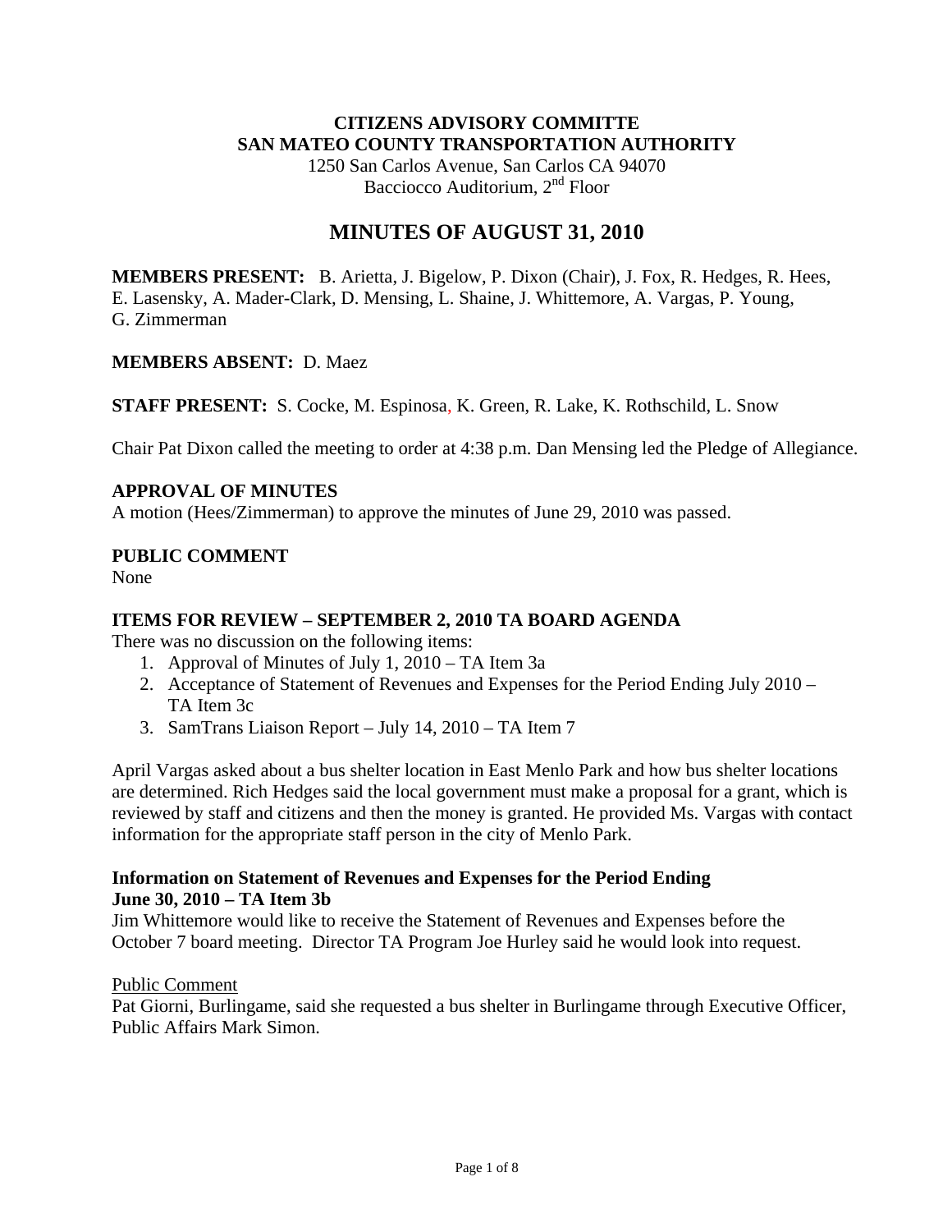**CITIZENS ADVISORY COMMITTE**
**SAN MATEO COUNTY TRANSPORTATION AUTHORITY**
1250 San Carlos Avenue, San Carlos CA 94070
Bacciocco Auditorium, 2nd Floor

# MINUTES OF AUGUST 31, 2010

**MEMBERS PRESENT:** B. Arietta, J. Bigelow, P. Dixon (Chair), J. Fox, R. Hedges, R. Hees, E. Lasensky, A. Mader-Clark, D. Mensing, L. Shaine, J. Whittemore, A. Vargas, P. Young, G. Zimmerman

**MEMBERS ABSENT:** D. Maez

**STAFF PRESENT:** S. Cocke, M. Espinosa, K. Green, R. Lake, K. Rothschild, L. Snow

Chair Pat Dixon called the meeting to order at 4:38 p.m. Dan Mensing led the Pledge of Allegiance.

## APPROVAL OF MINUTES

A motion (Hees/Zimmerman) to approve the minutes of June 29, 2010 was passed.

## PUBLIC COMMENT

None

## ITEMS FOR REVIEW – SEPTEMBER 2, 2010 TA BOARD AGENDA

There was no discussion on the following items:

1. Approval of Minutes of July 1, 2010 – TA Item 3a
2. Acceptance of Statement of Revenues and Expenses for the Period Ending July 2010 – TA Item 3c
3. SamTrans Liaison Report – July 14, 2010 – TA Item 7

April Vargas asked about a bus shelter location in East Menlo Park and how bus shelter locations are determined. Rich Hedges said the local government must make a proposal for a grant, which is reviewed by staff and citizens and then the money is granted. He provided Ms. Vargas with contact information for the appropriate staff person in the city of Menlo Park.

### Information on Statement of Revenues and Expenses for the Period Ending June 30, 2010 – TA Item 3b

Jim Whittemore would like to receive the Statement of Revenues and Expenses before the October 7 board meeting. Director TA Program Joe Hurley said he would look into request.

Public Comment

Pat Giorni, Burlingame, said she requested a bus shelter in Burlingame through Executive Officer, Public Affairs Mark Simon.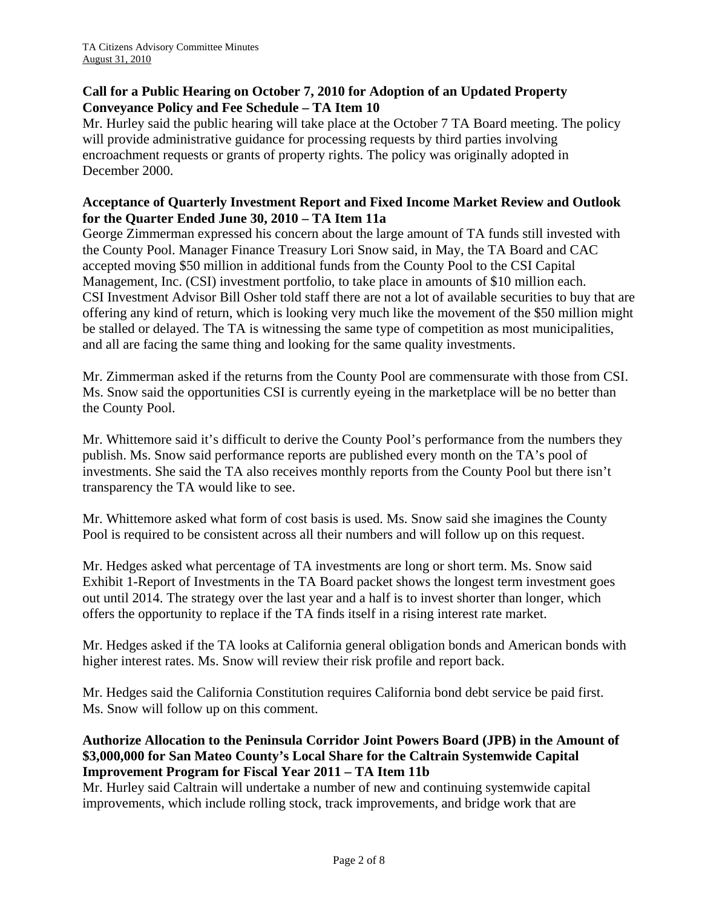**Call for a Public Hearing on October 7, 2010 for Adoption of an Updated Property Conveyance Policy and Fee Schedule – TA Item 10**

Mr. Hurley said the public hearing will take place at the October 7 TA Board meeting. The policy will provide administrative guidance for processing requests by third parties involving encroachment requests or grants of property rights. The policy was originally adopted in December 2000.

**Acceptance of Quarterly Investment Report and Fixed Income Market Review and Outlook for the Quarter Ended June 30, 2010 – TA Item 11a**

George Zimmerman expressed his concern about the large amount of TA funds still invested with the County Pool. Manager Finance Treasury Lori Snow said, in May, the TA Board and CAC accepted moving $50 million in additional funds from the County Pool to the CSI Capital Management, Inc. (CSI) investment portfolio, to take place in amounts of $10 million each. CSI Investment Advisor Bill Osher told staff there are not a lot of available securities to buy that are offering any kind of return, which is looking very much like the movement of the $50 million might be stalled or delayed. The TA is witnessing the same type of competition as most municipalities, and all are facing the same thing and looking for the same quality investments.

Mr. Zimmerman asked if the returns from the County Pool are commensurate with those from CSI. Ms. Snow said the opportunities CSI is currently eyeing in the marketplace will be no better than the County Pool.

Mr. Whittemore said it's difficult to derive the County Pool's performance from the numbers they publish. Ms. Snow said performance reports are published every month on the TA's pool of investments. She said the TA also receives monthly reports from the County Pool but there isn't transparency the TA would like to see.

Mr. Whittemore asked what form of cost basis is used. Ms. Snow said she imagines the County Pool is required to be consistent across all their numbers and will follow up on this request.

Mr. Hedges asked what percentage of TA investments are long or short term. Ms. Snow said Exhibit 1-Report of Investments in the TA Board packet shows the longest term investment goes out until 2014. The strategy over the last year and a half is to invest shorter than longer, which offers the opportunity to replace if the TA finds itself in a rising interest rate market.

Mr. Hedges asked if the TA looks at California general obligation bonds and American bonds with higher interest rates. Ms. Snow will review their risk profile and report back.

Mr. Hedges said the California Constitution requires California bond debt service be paid first. Ms. Snow will follow up on this comment.

**Authorize Allocation to the Peninsula Corridor Joint Powers Board (JPB) in the Amount of $3,000,000 for San Mateo County's Local Share for the Caltrain Systemwide Capital Improvement Program for Fiscal Year 2011 – TA Item 11b**

Mr. Hurley said Caltrain will undertake a number of new and continuing systemwide capital improvements, which include rolling stock, track improvements, and bridge work that are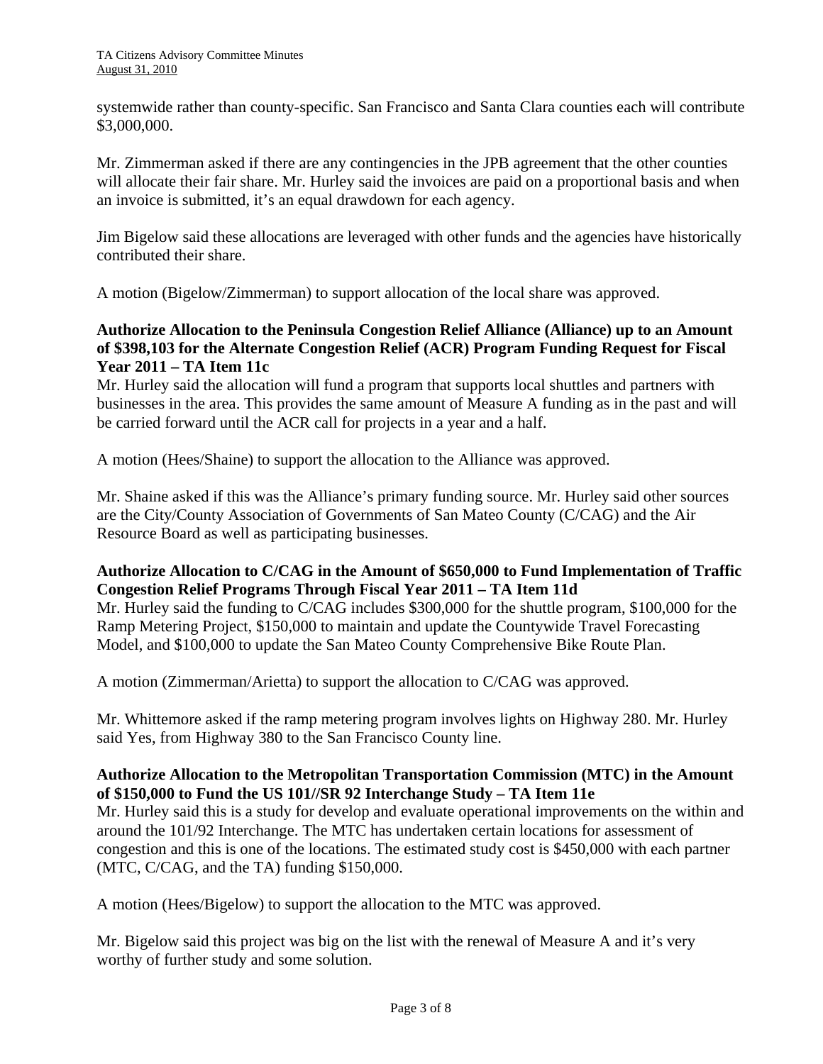systemwide rather than county-specific. San Francisco and Santa Clara counties each will contribute \$3,000,000.

Mr. Zimmerman asked if there are any contingencies in the JPB agreement that the other counties will allocate their fair share. Mr. Hurley said the invoices are paid on a proportional basis and when an invoice is submitted, it's an equal drawdown for each agency.

Jim Bigelow said these allocations are leveraged with other funds and the agencies have historically contributed their share.

A motion (Bigelow/Zimmerman) to support allocation of the local share was approved.

**Authorize Allocation to the Peninsula Congestion Relief Alliance (Alliance) up to an Amount of \$398,103 for the Alternate Congestion Relief (ACR) Program Funding Request for Fiscal Year 2011 – TA Item 11c**

Mr. Hurley said the allocation will fund a program that supports local shuttles and partners with businesses in the area. This provides the same amount of Measure A funding as in the past and will be carried forward until the ACR call for projects in a year and a half.

A motion (Hees/Shaine) to support the allocation to the Alliance was approved.

Mr. Shaine asked if this was the Alliance's primary funding source. Mr. Hurley said other sources are the City/County Association of Governments of San Mateo County (C/CAG) and the Air Resource Board as well as participating businesses.

**Authorize Allocation to C/CAG in the Amount of \$650,000 to Fund Implementation of Traffic Congestion Relief Programs Through Fiscal Year 2011 – TA Item 11d**

Mr. Hurley said the funding to C/CAG includes \$300,000 for the shuttle program, \$100,000 for the Ramp Metering Project, \$150,000 to maintain and update the Countywide Travel Forecasting Model, and \$100,000 to update the San Mateo County Comprehensive Bike Route Plan.

A motion (Zimmerman/Arietta) to support the allocation to C/CAG was approved.

Mr. Whittemore asked if the ramp metering program involves lights on Highway 280. Mr. Hurley said Yes, from Highway 380 to the San Francisco County line.

**Authorize Allocation to the Metropolitan Transportation Commission (MTC) in the Amount of \$150,000 to Fund the US 101//SR 92 Interchange Study – TA Item 11e**

Mr. Hurley said this is a study for develop and evaluate operational improvements on the within and around the 101/92 Interchange. The MTC has undertaken certain locations for assessment of congestion and this is one of the locations. The estimated study cost is \$450,000 with each partner (MTC, C/CAG, and the TA) funding \$150,000.

A motion (Hees/Bigelow) to support the allocation to the MTC was approved.

Mr. Bigelow said this project was big on the list with the renewal of Measure A and it's very worthy of further study and some solution.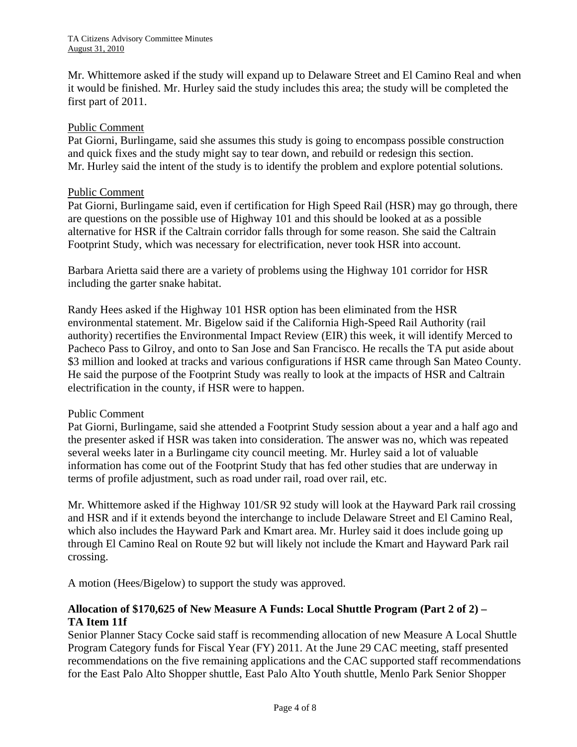Mr. Whittemore asked if the study will expand up to Delaware Street and El Camino Real and when it would be finished. Mr. Hurley said the study includes this area; the study will be completed the first part of 2011.

Public Comment

Pat Giorni, Burlingame, said she assumes this study is going to encompass possible construction and quick fixes and the study might say to tear down, and rebuild or redesign this section. Mr. Hurley said the intent of the study is to identify the problem and explore potential solutions.

Public Comment

Pat Giorni, Burlingame said, even if certification for High Speed Rail (HSR) may go through, there are questions on the possible use of Highway 101 and this should be looked at as a possible alternative for HSR if the Caltrain corridor falls through for some reason. She said the Caltrain Footprint Study, which was necessary for electrification, never took HSR into account.

Barbara Arietta said there are a variety of problems using the Highway 101 corridor for HSR including the garter snake habitat.

Randy Hees asked if the Highway 101 HSR option has been eliminated from the HSR environmental statement. Mr. Bigelow said if the California High-Speed Rail Authority (rail authority) recertifies the Environmental Impact Review (EIR) this week, it will identify Merced to Pacheco Pass to Gilroy, and onto to San Jose and San Francisco. He recalls the TA put aside about $3 million and looked at tracks and various configurations if HSR came through San Mateo County. He said the purpose of the Footprint Study was really to look at the impacts of HSR and Caltrain electrification in the county, if HSR were to happen.

Public Comment

Pat Giorni, Burlingame, said she attended a Footprint Study session about a year and a half ago and the presenter asked if HSR was taken into consideration. The answer was no, which was repeated several weeks later in a Burlingame city council meeting. Mr. Hurley said a lot of valuable information has come out of the Footprint Study that has fed other studies that are underway in terms of profile adjustment, such as road under rail, road over rail, etc.

Mr. Whittemore asked if the Highway 101/SR 92 study will look at the Hayward Park rail crossing and HSR and if it extends beyond the interchange to include Delaware Street and El Camino Real, which also includes the Hayward Park and Kmart area. Mr. Hurley said it does include going up through El Camino Real on Route 92 but will likely not include the Kmart and Hayward Park rail crossing.

A motion (Hees/Bigelow) to support the study was approved.

**Allocation of $170,625 of New Measure A Funds: Local Shuttle Program (Part 2 of 2) – TA Item 11f**

Senior Planner Stacy Cocke said staff is recommending allocation of new Measure A Local Shuttle Program Category funds for Fiscal Year (FY) 2011. At the June 29 CAC meeting, staff presented recommendations on the five remaining applications and the CAC supported staff recommendations for the East Palo Alto Shopper shuttle, East Palo Alto Youth shuttle, Menlo Park Senior Shopper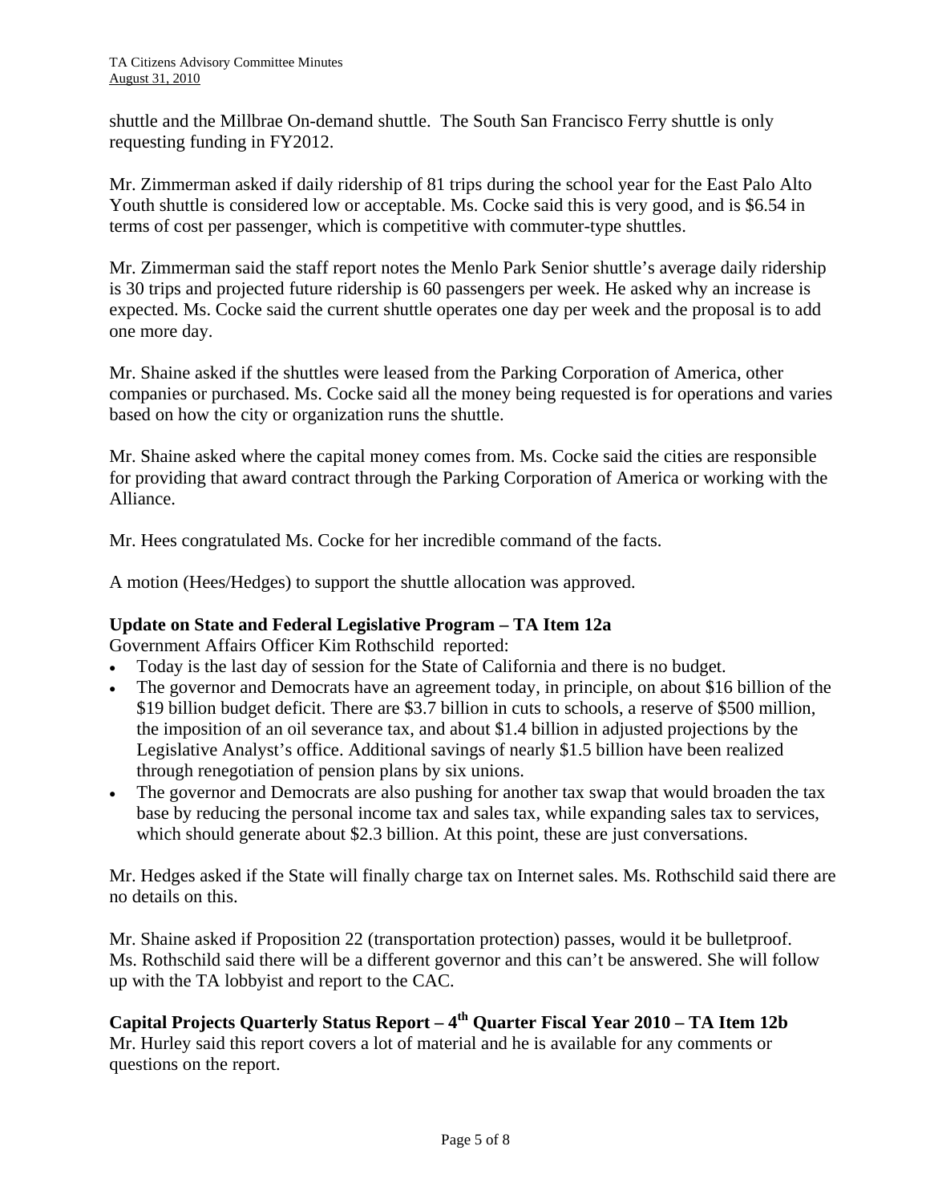shuttle and the Millbrae On-demand shuttle. The South San Francisco Ferry shuttle is only requesting funding in FY2012.

Mr. Zimmerman asked if daily ridership of 81 trips during the school year for the East Palo Alto Youth shuttle is considered low or acceptable. Ms. Cocke said this is very good, and is $6.54 in terms of cost per passenger, which is competitive with commuter-type shuttles.

Mr. Zimmerman said the staff report notes the Menlo Park Senior shuttle's average daily ridership is 30 trips and projected future ridership is 60 passengers per week. He asked why an increase is expected. Ms. Cocke said the current shuttle operates one day per week and the proposal is to add one more day.

Mr. Shaine asked if the shuttles were leased from the Parking Corporation of America, other companies or purchased. Ms. Cocke said all the money being requested is for operations and varies based on how the city or organization runs the shuttle.

Mr. Shaine asked where the capital money comes from. Ms. Cocke said the cities are responsible for providing that award contract through the Parking Corporation of America or working with the Alliance.

Mr. Hees congratulated Ms. Cocke for her incredible command of the facts.

A motion (Hees/Hedges) to support the shuttle allocation was approved.

**Update on State and Federal Legislative Program – TA Item 12a**

Government Affairs Officer Kim Rothschild reported:

- Today is the last day of session for the State of California and there is no budget.
- The governor and Democrats have an agreement today, in principle, on about $16 billion of the $19 billion budget deficit. There are $3.7 billion in cuts to schools, a reserve of $500 million, the imposition of an oil severance tax, and about $1.4 billion in adjusted projections by the Legislative Analyst's office. Additional savings of nearly $1.5 billion have been realized through renegotiation of pension plans by six unions.
- The governor and Democrats are also pushing for another tax swap that would broaden the tax base by reducing the personal income tax and sales tax, while expanding sales tax to services, which should generate about $2.3 billion. At this point, these are just conversations.

Mr. Hedges asked if the State will finally charge tax on Internet sales. Ms. Rothschild said there are no details on this.

Mr. Shaine asked if Proposition 22 (transportation protection) passes, would it be bulletproof. Ms. Rothschild said there will be a different governor and this can't be answered. She will follow up with the TA lobbyist and report to the CAC.

**Capital Projects Quarterly Status Report – 4th Quarter Fiscal Year 2010 – TA Item 12b**

Mr. Hurley said this report covers a lot of material and he is available for any comments or questions on the report.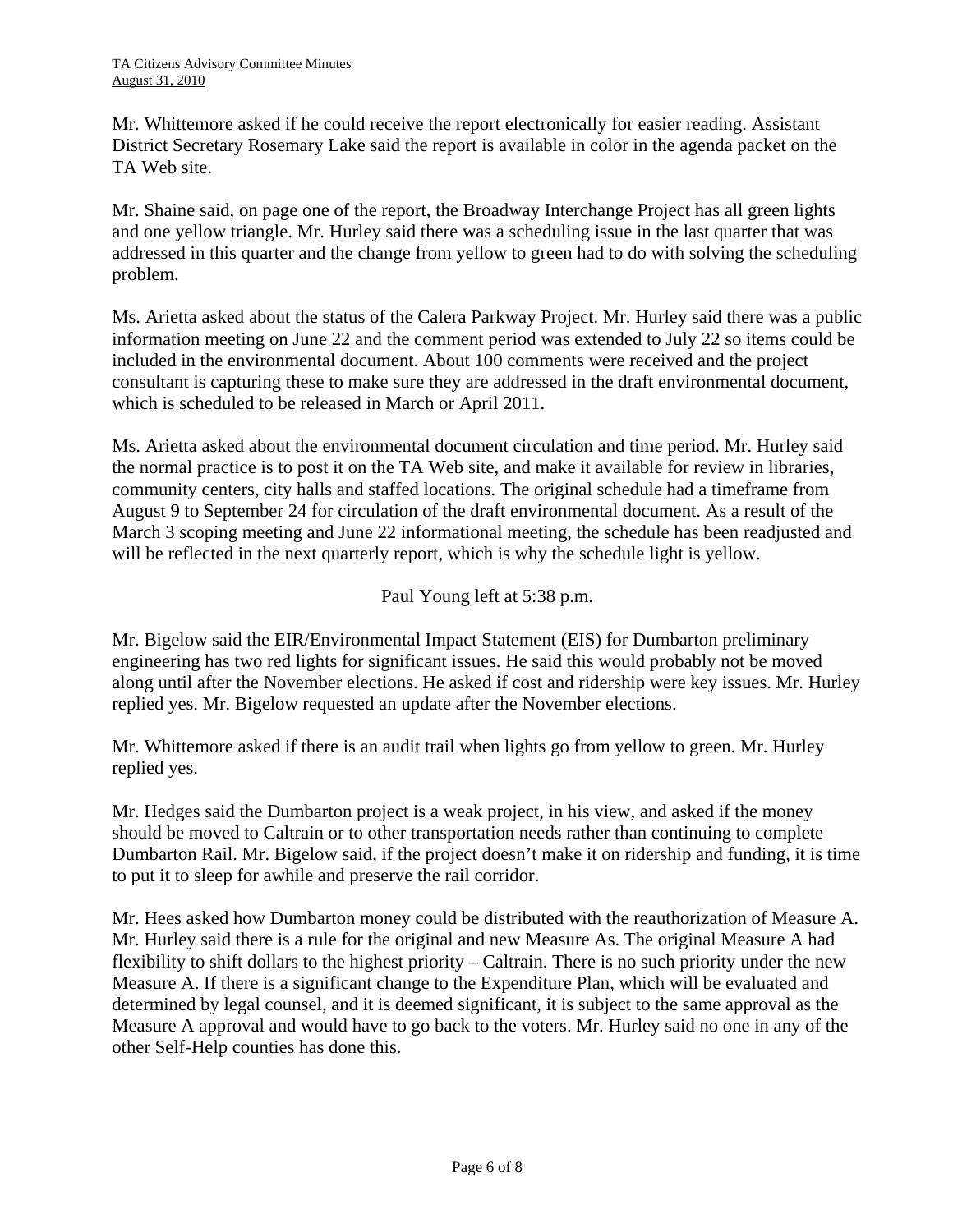Mr. Whittemore asked if he could receive the report electronically for easier reading. Assistant District Secretary Rosemary Lake said the report is available in color in the agenda packet on the TA Web site.

Mr. Shaine said, on page one of the report, the Broadway Interchange Project has all green lights and one yellow triangle. Mr. Hurley said there was a scheduling issue in the last quarter that was addressed in this quarter and the change from yellow to green had to do with solving the scheduling problem.

Ms. Arietta asked about the status of the Calera Parkway Project. Mr. Hurley said there was a public information meeting on June 22 and the comment period was extended to July 22 so items could be included in the environmental document. About 100 comments were received and the project consultant is capturing these to make sure they are addressed in the draft environmental document, which is scheduled to be released in March or April 2011.

Ms. Arietta asked about the environmental document circulation and time period. Mr. Hurley said the normal practice is to post it on the TA Web site, and make it available for review in libraries, community centers, city halls and staffed locations. The original schedule had a timeframe from August 9 to September 24 for circulation of the draft environmental document. As a result of the March 3 scoping meeting and June 22 informational meeting, the schedule has been readjusted and will be reflected in the next quarterly report, which is why the schedule light is yellow.

Paul Young left at 5:38 p.m.

Mr. Bigelow said the EIR/Environmental Impact Statement (EIS) for Dumbarton preliminary engineering has two red lights for significant issues. He said this would probably not be moved along until after the November elections. He asked if cost and ridership were key issues. Mr. Hurley replied yes. Mr. Bigelow requested an update after the November elections.

Mr. Whittemore asked if there is an audit trail when lights go from yellow to green. Mr. Hurley replied yes.

Mr. Hedges said the Dumbarton project is a weak project, in his view, and asked if the money should be moved to Caltrain or to other transportation needs rather than continuing to complete Dumbarton Rail. Mr. Bigelow said, if the project doesn't make it on ridership and funding, it is time to put it to sleep for awhile and preserve the rail corridor.

Mr. Hees asked how Dumbarton money could be distributed with the reauthorization of Measure A. Mr. Hurley said there is a rule for the original and new Measure As. The original Measure A had flexibility to shift dollars to the highest priority – Caltrain. There is no such priority under the new Measure A. If there is a significant change to the Expenditure Plan, which will be evaluated and determined by legal counsel, and it is deemed significant, it is subject to the same approval as the Measure A approval and would have to go back to the voters. Mr. Hurley said no one in any of the other Self-Help counties has done this.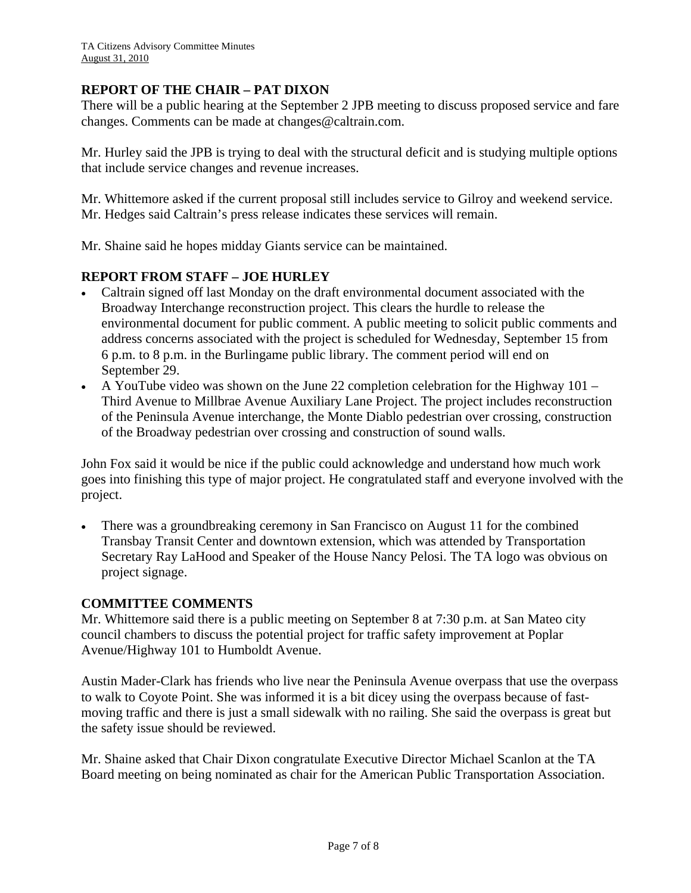## REPORT OF THE CHAIR – PAT DIXON

There will be a public hearing at the September 2 JPB meeting to discuss proposed service and fare changes. Comments can be made at changes@caltrain.com.

Mr. Hurley said the JPB is trying to deal with the structural deficit and is studying multiple options that include service changes and revenue increases.

Mr. Whittemore asked if the current proposal still includes service to Gilroy and weekend service. Mr. Hedges said Caltrain's press release indicates these services will remain.

Mr. Shaine said he hopes midday Giants service can be maintained.

## REPORT FROM STAFF – JOE HURLEY

- Caltrain signed off last Monday on the draft environmental document associated with the Broadway Interchange reconstruction project. This clears the hurdle to release the environmental document for public comment. A public meeting to solicit public comments and address concerns associated with the project is scheduled for Wednesday, September 15 from 6 p.m. to 8 p.m. in the Burlingame public library. The comment period will end on September 29.
- A YouTube video was shown on the June 22 completion celebration for the Highway 101 – Third Avenue to Millbrae Avenue Auxiliary Lane Project. The project includes reconstruction of the Peninsula Avenue interchange, the Monte Diablo pedestrian over crossing, construction of the Broadway pedestrian over crossing and construction of sound walls.

John Fox said it would be nice if the public could acknowledge and understand how much work goes into finishing this type of major project. He congratulated staff and everyone involved with the project.

- There was a groundbreaking ceremony in San Francisco on August 11 for the combined Transbay Transit Center and downtown extension, which was attended by Transportation Secretary Ray LaHood and Speaker of the House Nancy Pelosi. The TA logo was obvious on project signage.

## COMMITTEE COMMENTS

Mr. Whittemore said there is a public meeting on September 8 at 7:30 p.m. at San Mateo city council chambers to discuss the potential project for traffic safety improvement at Poplar Avenue/Highway 101 to Humboldt Avenue.

Austin Mader-Clark has friends who live near the Peninsula Avenue overpass that use the overpass to walk to Coyote Point. She was informed it is a bit dicey using the overpass because of fast-moving traffic and there is just a small sidewalk with no railing. She said the overpass is great but the safety issue should be reviewed.

Mr. Shaine asked that Chair Dixon congratulate Executive Director Michael Scanlon at the TA Board meeting on being nominated as chair for the American Public Transportation Association.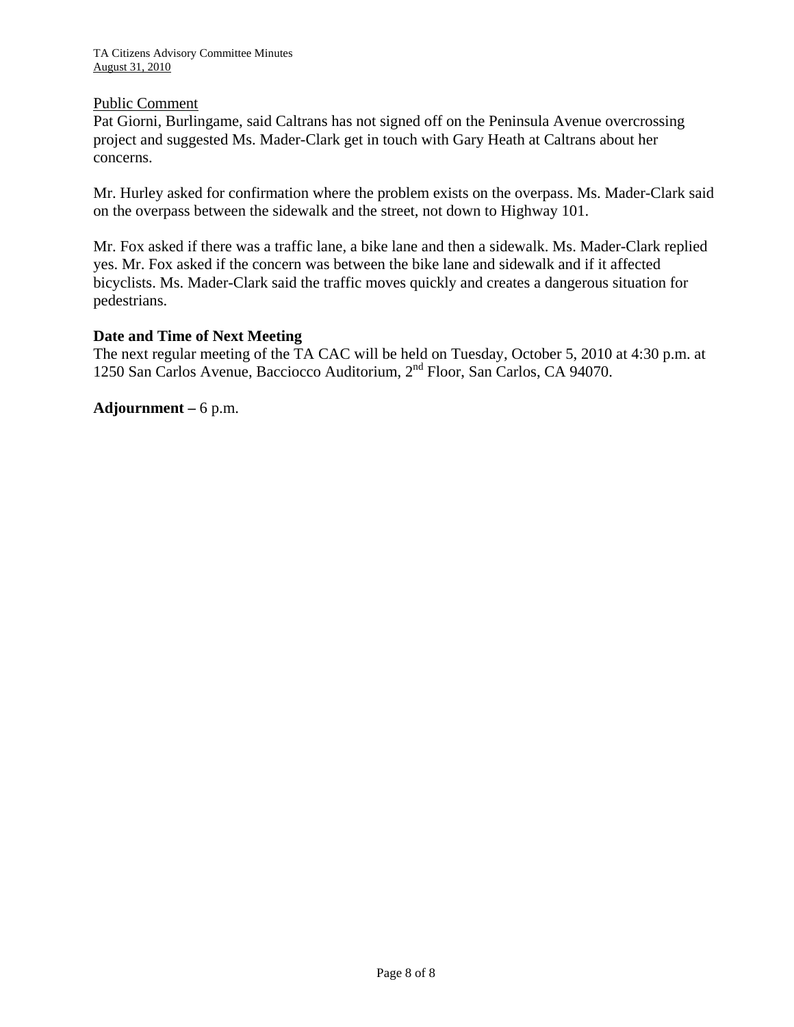Public Comment

Pat Giorni, Burlingame, said Caltrans has not signed off on the Peninsula Avenue overcrossing project and suggested Ms. Mader-Clark get in touch with Gary Heath at Caltrans about her concerns.

Mr. Hurley asked for confirmation where the problem exists on the overpass. Ms. Mader-Clark said on the overpass between the sidewalk and the street, not down to Highway 101.

Mr. Fox asked if there was a traffic lane, a bike lane and then a sidewalk. Ms. Mader-Clark replied yes. Mr. Fox asked if the concern was between the bike lane and sidewalk and if it affected bicyclists. Ms. Mader-Clark said the traffic moves quickly and creates a dangerous situation for pedestrians.

**Date and Time of Next Meeting**

The next regular meeting of the TA CAC will be held on Tuesday, October 5, 2010 at 4:30 p.m. at 1250 San Carlos Avenue, Bacciocco Auditorium, 2nd Floor, San Carlos, CA 94070.

**Adjournment –** 6 p.m.